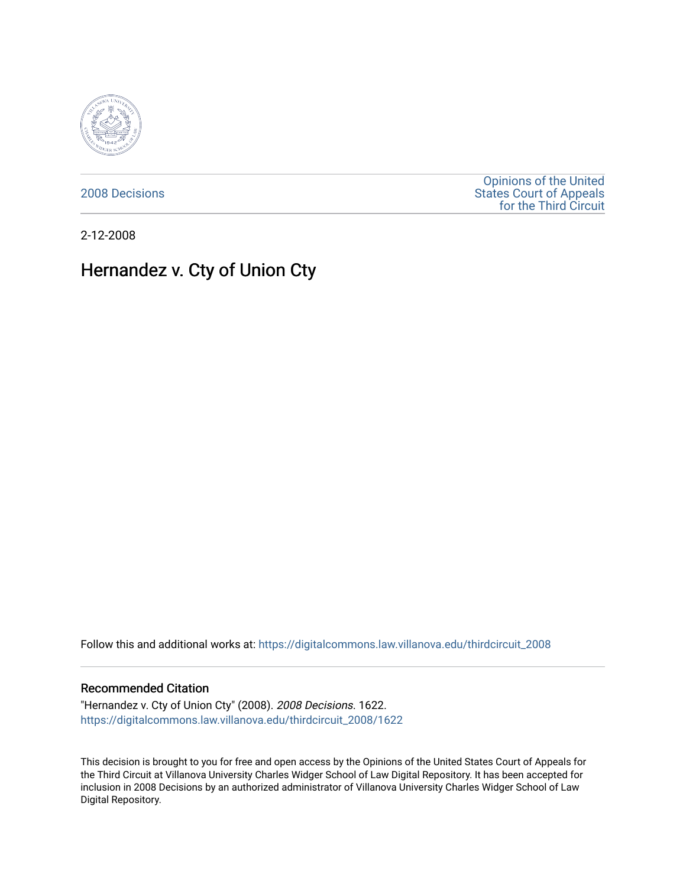2008 Decisions

Opinions of the United States Court of Appeals for the Third Circuit

2-12-2008

# Hernandez v. Cty of Union Cty

Follow this and additional works at: https://digitalcommons.law.villanova.edu/thirdcircuit_2008

## Recommended Citation

"Hernandez v. Cty of Union Cty" (2008). *2008 Decisions*. 1622.
https://digitalcommons.law.villanova.edu/thirdcircuit_2008/1622

This decision is brought to you for free and open access by the Opinions of the United States Court of Appeals for the Third Circuit at Villanova University Charles Widger School of Law Digital Repository. It has been accepted for inclusion in 2008 Decisions by an authorized administrator of Villanova University Charles Widger School of Law Digital Repository.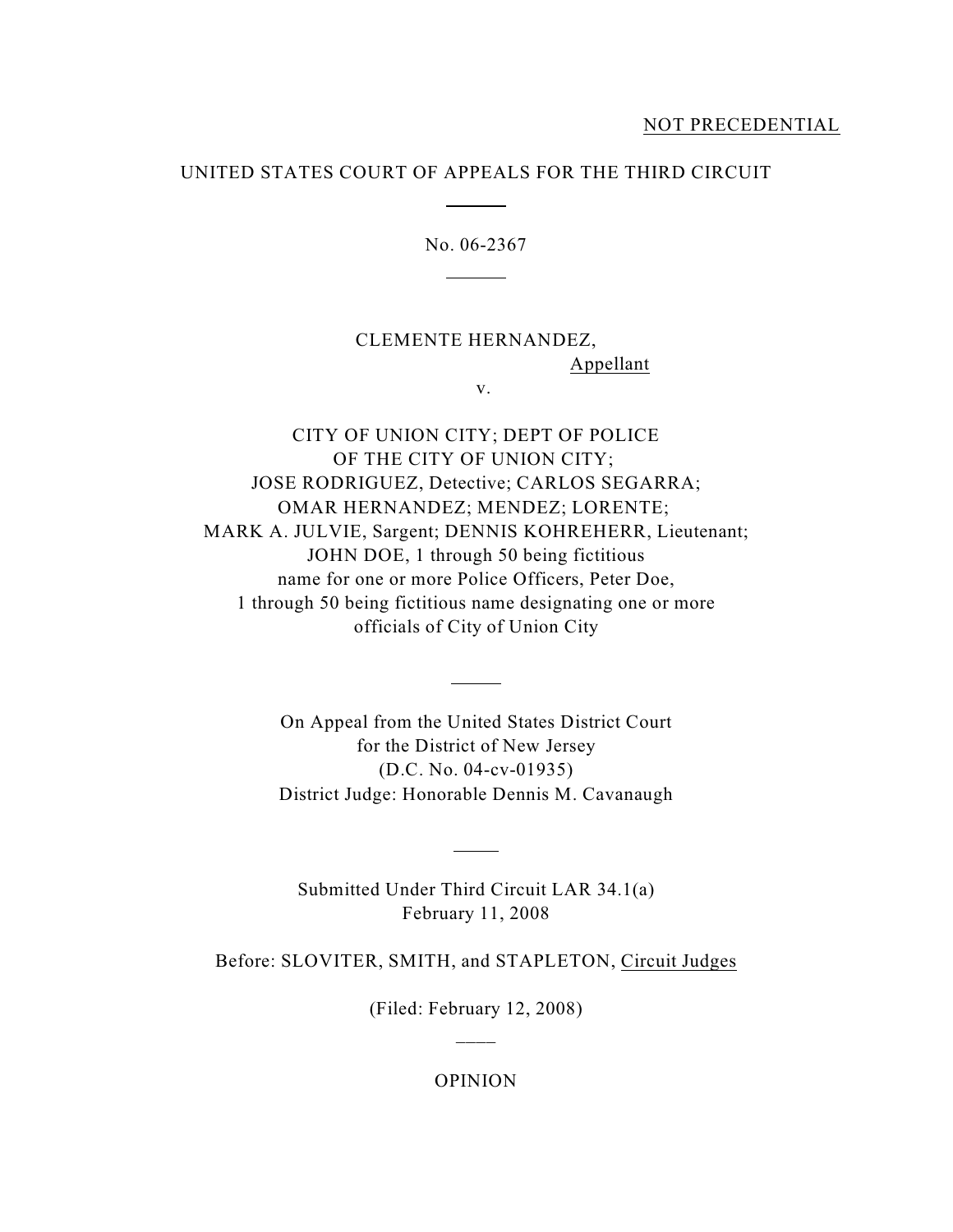NOT PRECEDENTIAL

UNITED STATES COURT OF APPEALS FOR THE THIRD CIRCUIT

No. 06-2367

CLEMENTE HERNANDEZ,
Appellant

v.

CITY OF UNION CITY; DEPT OF POLICE
OF THE CITY OF UNION CITY;
JOSE RODRIGUEZ, Detective; CARLOS SEGARRA;
OMAR HERNANDEZ; MENDEZ; LORENTE;
MARK A. JULVIE, Sargent; DENNIS KOHREHERR, Lieutenant;
JOHN DOE, 1 through 50 being fictitious
name for one or more Police Officers, Peter Doe,
1 through 50 being fictitious name designating one or more
officials of City of Union City

On Appeal from the United States District Court
for the District of New Jersey
(D.C. No. 04-cv-01935)
District Judge: Honorable Dennis M. Cavanaugh

Submitted Under Third Circuit LAR 34.1(a)
February 11, 2008

Before: SLOVITER, SMITH, and STAPLETON, Circuit Judges

(Filed: February 12, 2008)

OPINION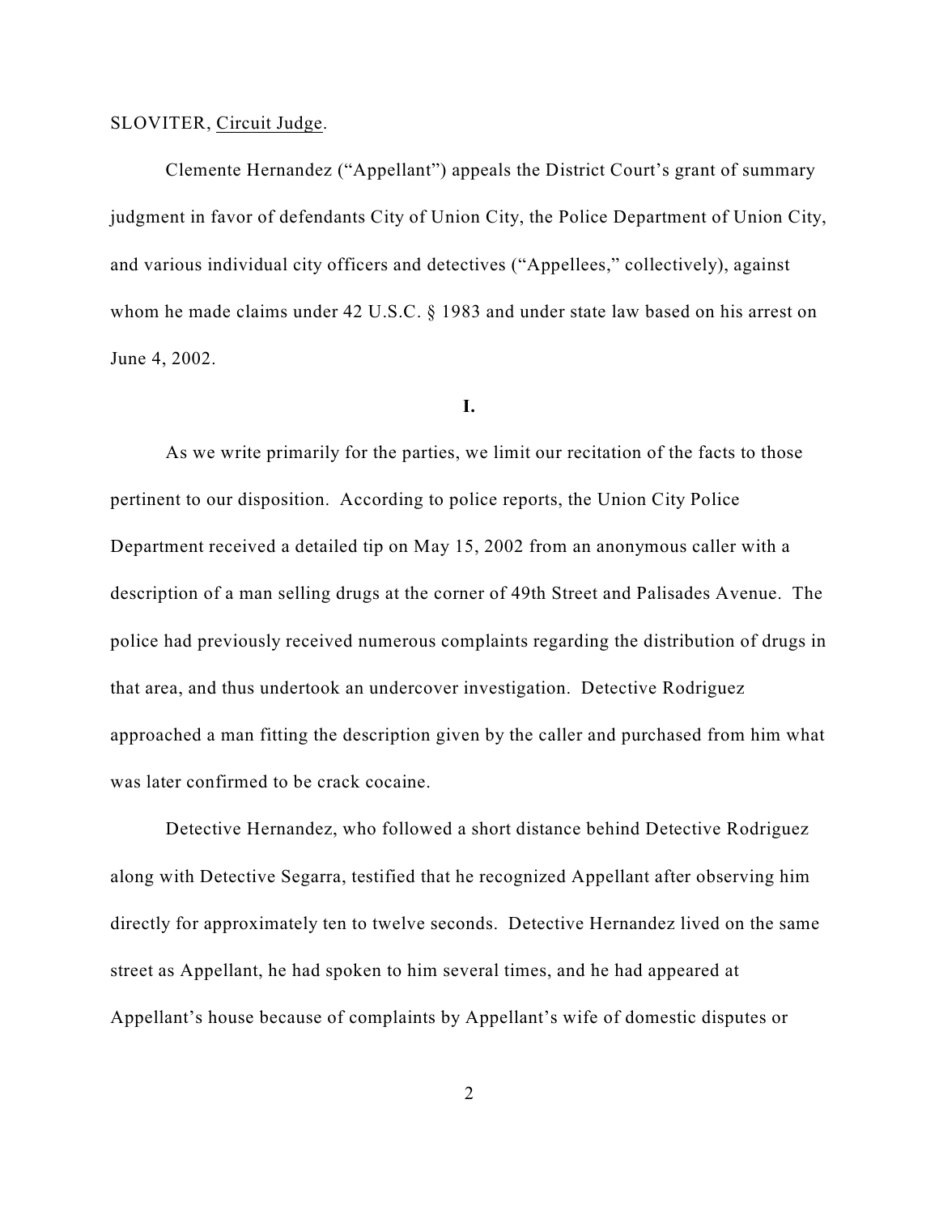SLOVITER, Circuit Judge.

Clemente Hernandez ("Appellant") appeals the District Court's grant of summary judgment in favor of defendants City of Union City, the Police Department of Union City, and various individual city officers and detectives ("Appellees," collectively), against whom he made claims under 42 U.S.C. § 1983 and under state law based on his arrest on June 4, 2002.

**I.**

As we write primarily for the parties, we limit our recitation of the facts to those pertinent to our disposition. According to police reports, the Union City Police Department received a detailed tip on May 15, 2002 from an anonymous caller with a description of a man selling drugs at the corner of 49th Street and Palisades Avenue. The police had previously received numerous complaints regarding the distribution of drugs in that area, and thus undertook an undercover investigation. Detective Rodriguez approached a man fitting the description given by the caller and purchased from him what was later confirmed to be crack cocaine.

Detective Hernandez, who followed a short distance behind Detective Rodriguez along with Detective Segarra, testified that he recognized Appellant after observing him directly for approximately ten to twelve seconds. Detective Hernandez lived on the same street as Appellant, he had spoken to him several times, and he had appeared at Appellant's house because of complaints by Appellant's wife of domestic disputes or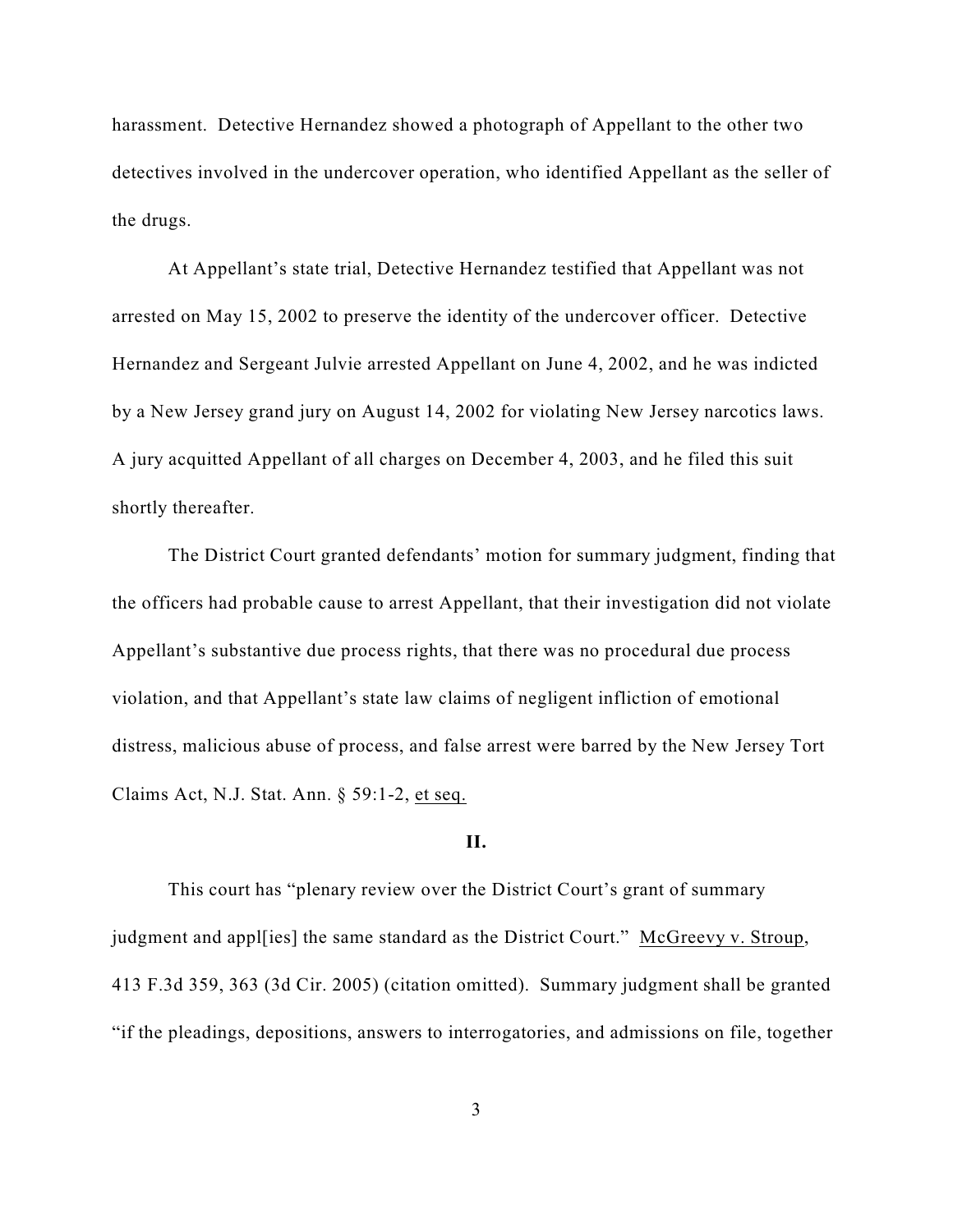harassment. Detective Hernandez showed a photograph of Appellant to the other two detectives involved in the undercover operation, who identified Appellant as the seller of the drugs.

At Appellant's state trial, Detective Hernandez testified that Appellant was not arrested on May 15, 2002 to preserve the identity of the undercover officer. Detective Hernandez and Sergeant Julvie arrested Appellant on June 4, 2002, and he was indicted by a New Jersey grand jury on August 14, 2002 for violating New Jersey narcotics laws. A jury acquitted Appellant of all charges on December 4, 2003, and he filed this suit shortly thereafter.

The District Court granted defendants' motion for summary judgment, finding that the officers had probable cause to arrest Appellant, that their investigation did not violate Appellant's substantive due process rights, that there was no procedural due process violation, and that Appellant's state law claims of negligent infliction of emotional distress, malicious abuse of process, and false arrest were barred by the New Jersey Tort Claims Act, N.J. Stat. Ann. § 59:1-2, et seq.

## II.

This court has "plenary review over the District Court's grant of summary judgment and appl[ies] the same standard as the District Court." McGreevy v. Stroup, 413 F.3d 359, 363 (3d Cir. 2005) (citation omitted). Summary judgment shall be granted "if the pleadings, depositions, answers to interrogatories, and admissions on file, together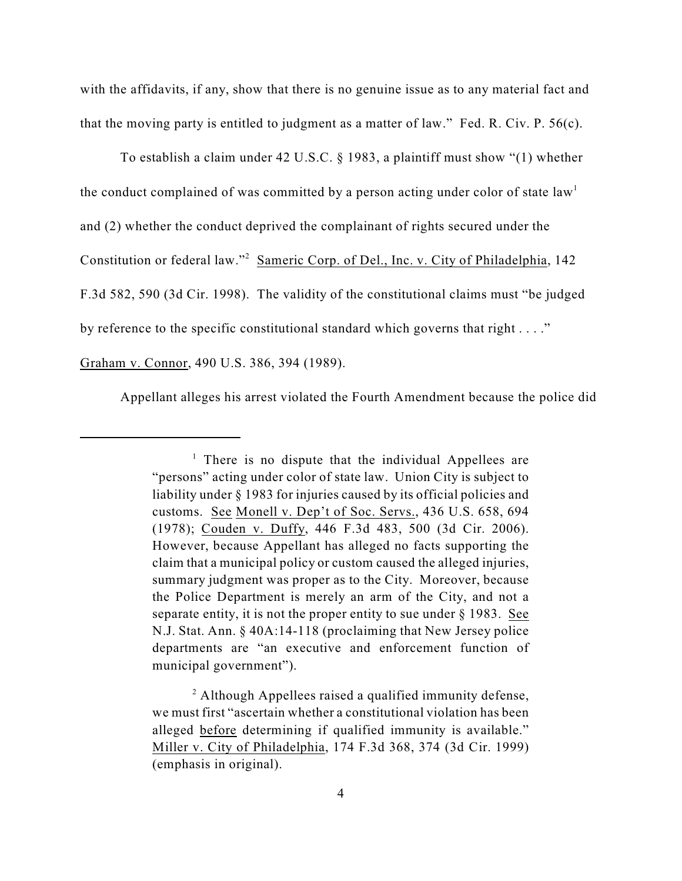with the affidavits, if any, show that there is no genuine issue as to any material fact and that the moving party is entitled to judgment as a matter of law." Fed. R. Civ. P. 56(c).

To establish a claim under 42 U.S.C. § 1983, a plaintiff must show "(1) whether the conduct complained of was committed by a person acting under color of state law[1] and (2) whether the conduct deprived the complainant of rights secured under the Constitution or federal law."[2] Sameric Corp. of Del., Inc. v. City of Philadelphia, 142 F.3d 582, 590 (3d Cir. 1998). The validity of the constitutional claims must "be judged by reference to the specific constitutional standard which governs that right . . . ." Graham v. Connor, 490 U.S. 386, 394 (1989).

Appellant alleges his arrest violated the Fourth Amendment because the police did

---

[1] There is no dispute that the individual Appellees are "persons" acting under color of state law. Union City is subject to liability under § 1983 for injuries caused by its official policies and customs. See Monell v. Dep't of Soc. Servs., 436 U.S. 658, 694 (1978); Couden v. Duffy, 446 F.3d 483, 500 (3d Cir. 2006). However, because Appellant has alleged no facts supporting the claim that a municipal policy or custom caused the alleged injuries, summary judgment was proper as to the City. Moreover, because the Police Department is merely an arm of the City, and not a separate entity, it is not the proper entity to sue under § 1983. See N.J. Stat. Ann. § 40A:14-118 (proclaiming that New Jersey police departments are "an executive and enforcement function of municipal government").

[2] Although Appellees raised a qualified immunity defense, we must first "ascertain whether a constitutional violation has been alleged before determining if qualified immunity is available." Miller v. City of Philadelphia, 174 F.3d 368, 374 (3d Cir. 1999) (emphasis in original).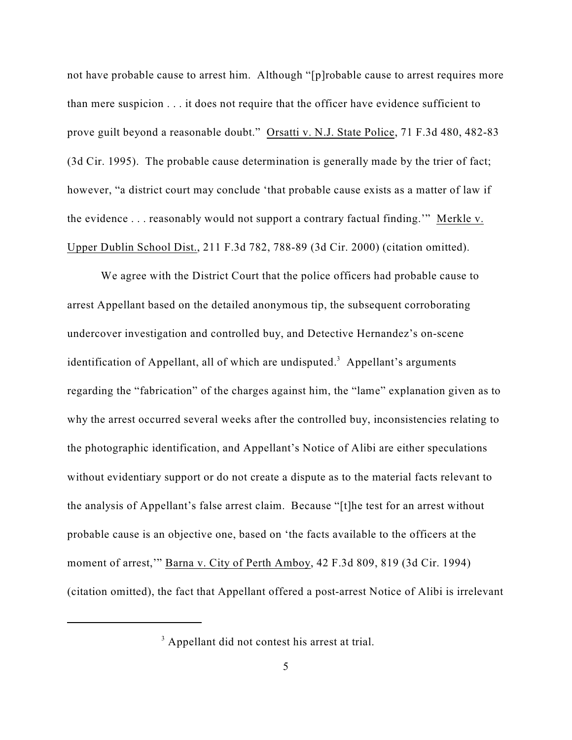not have probable cause to arrest him. Although "[p]robable cause to arrest requires more than mere suspicion . . . it does not require that the officer have evidence sufficient to prove guilt beyond a reasonable doubt." Orsatti v. N.J. State Police, 71 F.3d 480, 482-83 (3d Cir. 1995). The probable cause determination is generally made by the trier of fact; however, "a district court may conclude 'that probable cause exists as a matter of law if the evidence . . . reasonably would not support a contrary factual finding.'" Merkle v. Upper Dublin School Dist., 211 F.3d 782, 788-89 (3d Cir. 2000) (citation omitted).

We agree with the District Court that the police officers had probable cause to arrest Appellant based on the detailed anonymous tip, the subsequent corroborating undercover investigation and controlled buy, and Detective Hernandez's on-scene identification of Appellant, all of which are undisputed.[3] Appellant's arguments regarding the "fabrication" of the charges against him, the "lame" explanation given as to why the arrest occurred several weeks after the controlled buy, inconsistencies relating to the photographic identification, and Appellant's Notice of Alibi are either speculations without evidentiary support or do not create a dispute as to the material facts relevant to the analysis of Appellant's false arrest claim. Because "[t]he test for an arrest without probable cause is an objective one, based on 'the facts available to the officers at the moment of arrest,'" Barna v. City of Perth Amboy, 42 F.3d 809, 819 (3d Cir. 1994) (citation omitted), the fact that Appellant offered a post-arrest Notice of Alibi is irrelevant

[3] Appellant did not contest his arrest at trial.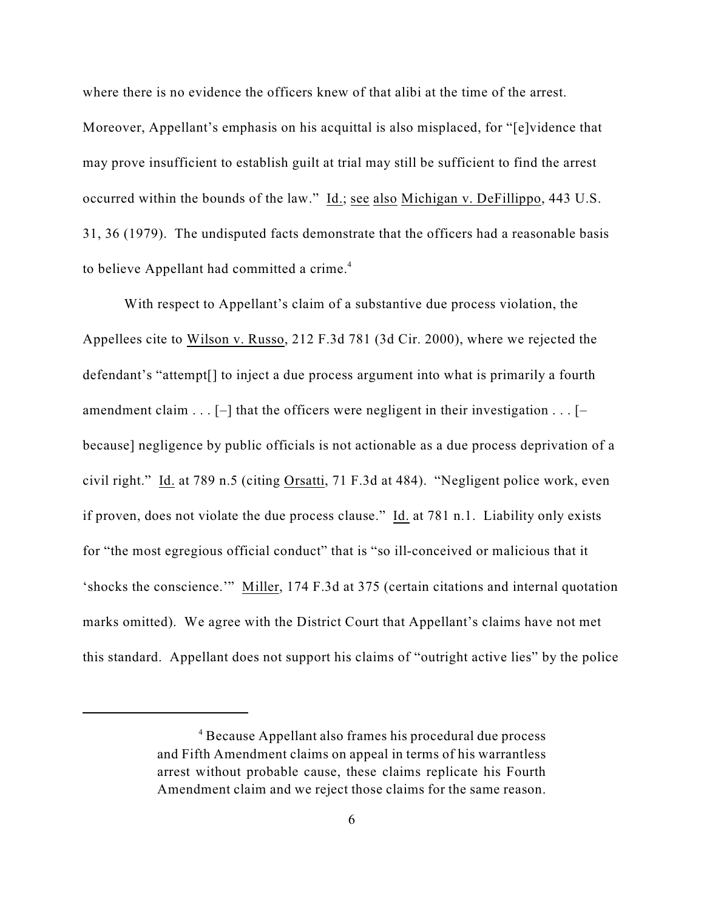where there is no evidence the officers knew of that alibi at the time of the arrest. Moreover, Appellant's emphasis on his acquittal is also misplaced, for "[e]vidence that may prove insufficient to establish guilt at trial may still be sufficient to find the arrest occurred within the bounds of the law." Id.; see also Michigan v. DeFillippo, 443 U.S. 31, 36 (1979). The undisputed facts demonstrate that the officers had a reasonable basis to believe Appellant had committed a crime.[4]

With respect to Appellant's claim of a substantive due process violation, the Appellees cite to Wilson v. Russo, 212 F.3d 781 (3d Cir. 2000), where we rejected the defendant's "attempt[] to inject a due process argument into what is primarily a fourth amendment claim . . . [–] that the officers were negligent in their investigation . . . [– because] negligence by public officials is not actionable as a due process deprivation of a civil right." Id. at 789 n.5 (citing Orsatti, 71 F.3d at 484). "Negligent police work, even if proven, does not violate the due process clause." Id. at 781 n.1. Liability only exists for "the most egregious official conduct" that is "so ill-conceived or malicious that it 'shocks the conscience.'" Miller, 174 F.3d at 375 (certain citations and internal quotation marks omitted). We agree with the District Court that Appellant's claims have not met this standard. Appellant does not support his claims of "outright active lies" by the police

---

[4] Because Appellant also frames his procedural due process and Fifth Amendment claims on appeal in terms of his warrantless arrest without probable cause, these claims replicate his Fourth Amendment claim and we reject those claims for the same reason.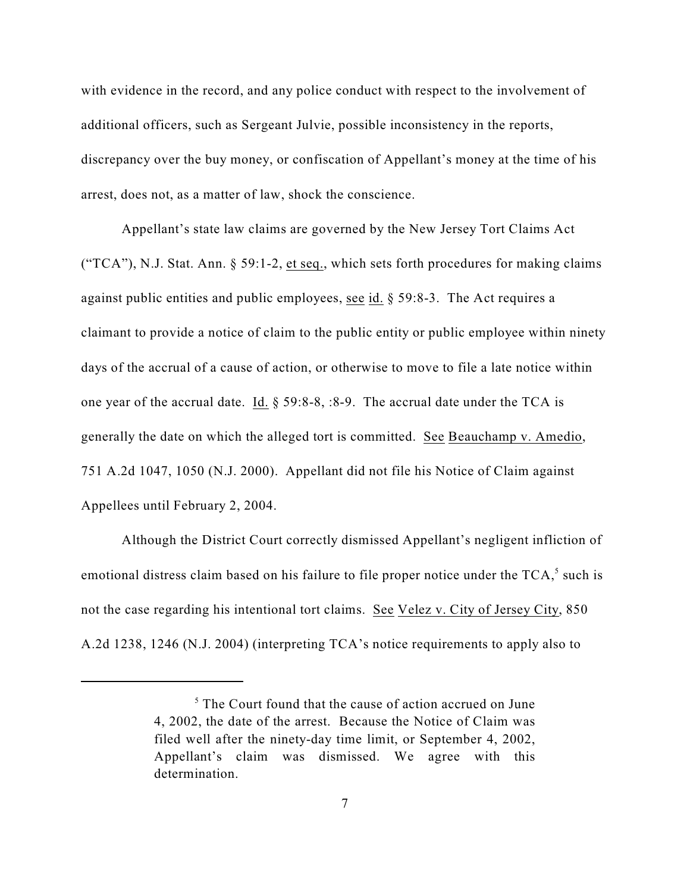with evidence in the record, and any police conduct with respect to the involvement of additional officers, such as Sergeant Julvie, possible inconsistency in the reports, discrepancy over the buy money, or confiscation of Appellant's money at the time of his arrest, does not, as a matter of law, shock the conscience.

Appellant's state law claims are governed by the New Jersey Tort Claims Act ("TCA"), N.J. Stat. Ann. § 59:1-2, et seq., which sets forth procedures for making claims against public entities and public employees, see id. § 59:8-3. The Act requires a claimant to provide a notice of claim to the public entity or public employee within ninety days of the accrual of a cause of action, or otherwise to move to file a late notice within one year of the accrual date. Id. § 59:8-8, :8-9. The accrual date under the TCA is generally the date on which the alleged tort is committed. See Beauchamp v. Amedio, 751 A.2d 1047, 1050 (N.J. 2000). Appellant did not file his Notice of Claim against Appellees until February 2, 2004.

Although the District Court correctly dismissed Appellant's negligent infliction of emotional distress claim based on his failure to file proper notice under the TCA,[5] such is not the case regarding his intentional tort claims. See Velez v. City of Jersey City, 850 A.2d 1238, 1246 (N.J. 2004) (interpreting TCA's notice requirements to apply also to

---

[5] The Court found that the cause of action accrued on June 4, 2002, the date of the arrest. Because the Notice of Claim was filed well after the ninety-day time limit, or September 4, 2002, Appellant's claim was dismissed. We agree with this determination.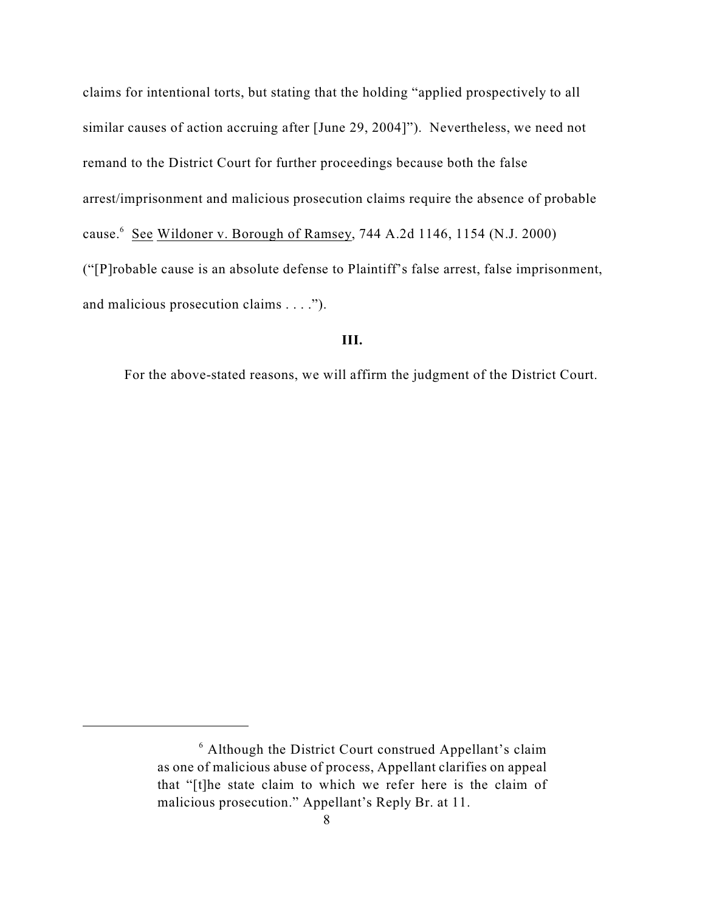claims for intentional torts, but stating that the holding "applied prospectively to all similar causes of action accruing after [June 29, 2004]"). Nevertheless, we need not remand to the District Court for further proceedings because both the false arrest/imprisonment and malicious prosecution claims require the absence of probable cause.[6] See Wildoner v. Borough of Ramsey, 744 A.2d 1146, 1154 (N.J. 2000) ("[P]robable cause is an absolute defense to Plaintiff's false arrest, false imprisonment, and malicious prosecution claims . . . .").

**III.**

For the above-stated reasons, we will affirm the judgment of the District Court.

---

[6] Although the District Court construed Appellant's claim as one of malicious abuse of process, Appellant clarifies on appeal that "[t]he state claim to which we refer here is the claim of malicious prosecution." Appellant's Reply Br. at 11.